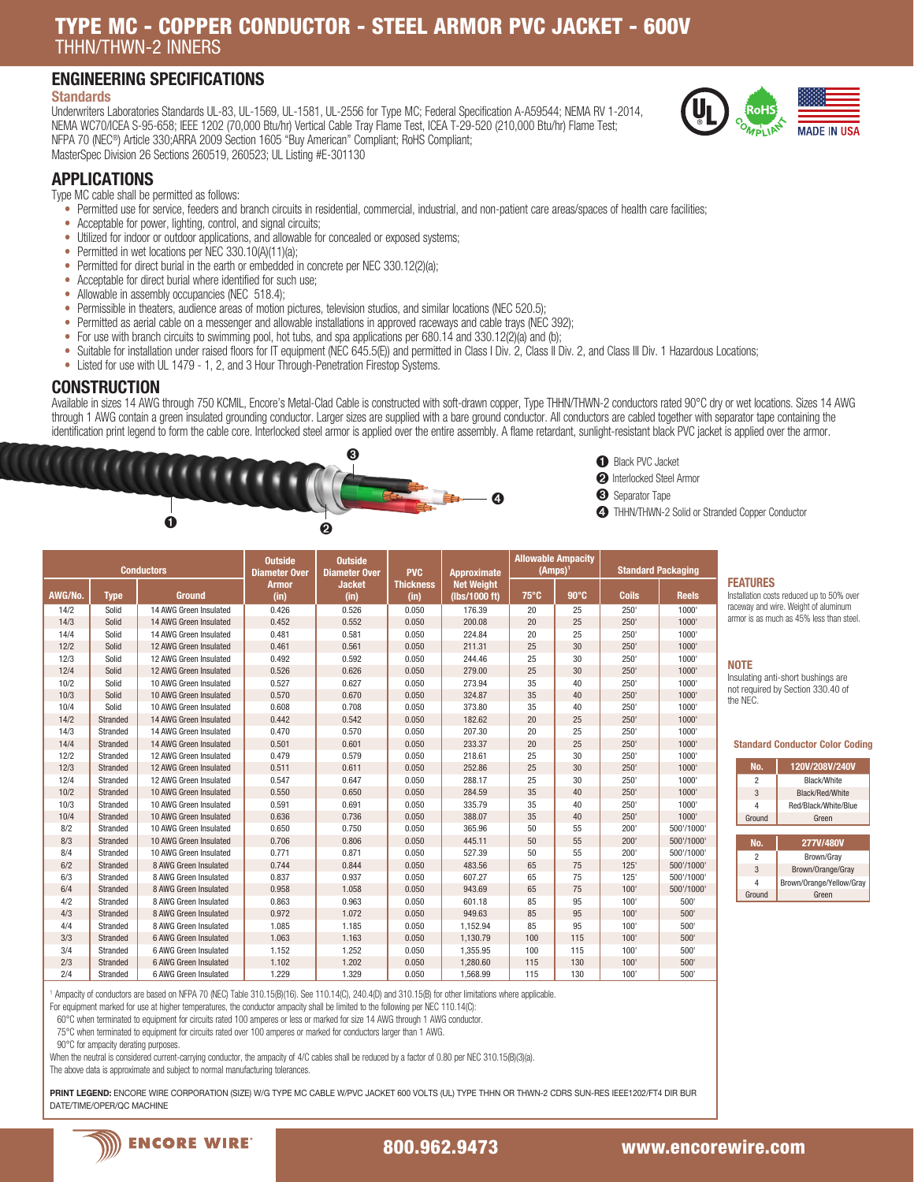# TYPE MC - COPPER CONDUCTOR - STEEL ARMOR PVC JACKET - 600V

THHN/THWN-2 INNERS

## ENGINEERING SPECIFICATIONS

### Standards

Underwriters Laboratories Standards UL-83, UL-1569, UL-1581, UL-2556 for Type MC; Federal Specification A-A59544; NEMA RV 1-2014, NEMA WC70/ICEA S-95-658; IEEE 1202 (70,000 Btu/hr) Vertical Cable Tray Flame Test, ICEA T-29-520 (210,000 Btu/hr) Flame Test; NFPA 70 (NEC®) Article 330;ARRA 2009 Section 1605 "Buy American" Compliant; RoHS Compliant; MasterSpec Division 26 Sections 260519, 260523; UL Listing #E-301130

## APPLICATIONS

Type MC cable shall be permitted as follows:

- Permitted use for service, feeders and branch circuits in residential, commercial, industrial, and non-patient care areas/spaces of health care facilities;
- Acceptable for power, lighting, control, and signal circuits;
- Utilized for indoor or outdoor applications, and allowable for concealed or exposed systems;
- Permitted in wet locations per NEC 330.10(A)(11)(a);
- Permitted for direct burial in the earth or embedded in concrete per NEC 330.12(2)(a);
- Acceptable for direct burial where identified for such use;
- Allowable in assembly occupancies (NEC 518.4);
- Permissible in theaters, audience areas of motion pictures, television studios, and similar locations (NEC 520.5);
- Permitted as aerial cable on a messenger and allowable installations in approved raceways and cable trays (NEC 392);
- For use with branch circuits to swimming pool, hot tubs, and spa applications per 680.14 and 330.12(2)(a) and (b);
- Suitable for installation under raised floors for IT equipment (NEC 645.5(E)) and permitted in Class I Div. 2, Class II Div. 2, and Class III Div. 1 Hazardous Locations;
- Listed for use with UL 1479 - 1, 2, and 3 Hour Through-Penetration Firestop Systems.

## CONSTRUCTION

Available in sizes 14 AWG through 750 KCMIL, Encore's Metal-Clad Cable is constructed with soft-drawn copper, Type THHN/THWN-2 conductors rated 90°C dry or wet locations. Sizes 14 AWG through 1 AWG contain a green insulated grounding conductor. Larger sizes are supplied with a bare ground conductor. All conductors are cabled together with separator tape containing the identification print legend to form the cable core. Interlocked steel armor is applied over the entire assembly. A flame retardant, sunlight-resistant black PVC jacket is applied over the armor.

1. Black PVC Jacket
2. Interlocked Steel Armor
3. Separator Tape
4. THHN/THWN-2 Solid or Stranded Copper Conductor

| Conductors | | | Outside Diameter Over Armor (in) | Outside Diameter Over Jacket (in) | PVC Thickness (in) | Approximate Net Weight (lbs/1000 ft) | Allowable Ampacity (Amps)[1] | | Standard Packaging | |
|---|---|---|---|---|---|---|---|---|---|---|
| AWG/No. | Type | Ground | | | | | 75°C | 90°C | Coils | Reels |
| 14/2 | Solid | 14 AWG Green Insulated | 0.426 | 0.526 | 0.050 | 176.39 | 20 | 25 | 250' | 1000' |
| 14/3 | Solid | 14 AWG Green Insulated | 0.452 | 0.552 | 0.050 | 200.08 | 20 | 25 | 250' | 1000' |
| 14/4 | Solid | 14 AWG Green Insulated | 0.481 | 0.581 | 0.050 | 224.84 | 20 | 25 | 250' | 1000' |
| 12/2 | Solid | 12 AWG Green Insulated | 0.461 | 0.561 | 0.050 | 211.31 | 25 | 30 | 250' | 1000' |
| 12/3 | Solid | 12 AWG Green Insulated | 0.492 | 0.592 | 0.050 | 244.46 | 25 | 30 | 250' | 1000' |
| 12/4 | Solid | 12 AWG Green Insulated | 0.526 | 0.626 | 0.050 | 279.00 | 25 | 30 | 250' | 1000' |
| 10/2 | Solid | 10 AWG Green Insulated | 0.527 | 0.627 | 0.050 | 273.94 | 35 | 40 | 250' | 1000' |
| 10/3 | Solid | 10 AWG Green Insulated | 0.570 | 0.670 | 0.050 | 324.87 | 35 | 40 | 250' | 1000' |
| 10/4 | Solid | 10 AWG Green Insulated | 0.608 | 0.708 | 0.050 | 373.80 | 35 | 40 | 250' | 1000' |
| 14/2 | Stranded | 14 AWG Green Insulated | 0.442 | 0.542 | 0.050 | 182.62 | 20 | 25 | 250' | 1000' |
| 14/3 | Stranded | 14 AWG Green Insulated | 0.470 | 0.570 | 0.050 | 207.30 | 20 | 25 | 250' | 1000' |
| 14/4 | Stranded | 14 AWG Green Insulated | 0.501 | 0.601 | 0.050 | 233.37 | 20 | 25 | 250' | 1000' |
| 12/2 | Stranded | 12 AWG Green Insulated | 0.479 | 0.579 | 0.050 | 218.61 | 25 | 30 | 250' | 1000' |
| 12/3 | Stranded | 12 AWG Green Insulated | 0.511 | 0.611 | 0.050 | 252.86 | 25 | 30 | 250' | 1000' |
| 12/4 | Stranded | 12 AWG Green Insulated | 0.547 | 0.647 | 0.050 | 288.17 | 25 | 30 | 250' | 1000' |
| 10/2 | Stranded | 10 AWG Green Insulated | 0.550 | 0.650 | 0.050 | 284.59 | 35 | 40 | 250' | 1000' |
| 10/3 | Stranded | 10 AWG Green Insulated | 0.591 | 0.691 | 0.050 | 335.79 | 35 | 40 | 250' | 1000' |
| 10/4 | Stranded | 10 AWG Green Insulated | 0.636 | 0.736 | 0.050 | 388.07 | 35 | 40 | 250' | 1000' |
| 8/2 | Stranded | 10 AWG Green Insulated | 0.650 | 0.750 | 0.050 | 365.96 | 50 | 55 | 200' | 500'/1000' |
| 8/3 | Stranded | 10 AWG Green Insulated | 0.706 | 0.806 | 0.050 | 445.11 | 50 | 55 | 200' | 500'/1000' |
| 8/4 | Stranded | 10 AWG Green Insulated | 0.771 | 0.871 | 0.050 | 527.39 | 50 | 55 | 200' | 500'/1000' |
| 6/2 | Stranded | 8 AWG Green Insulated | 0.744 | 0.844 | 0.050 | 483.56 | 65 | 75 | 125' | 500'/1000' |
| 6/3 | Stranded | 8 AWG Green Insulated | 0.837 | 0.937 | 0.050 | 607.27 | 65 | 75 | 125' | 500'/1000' |
| 6/4 | Stranded | 8 AWG Green Insulated | 0.958 | 1.058 | 0.050 | 943.69 | 65 | 75 | 100' | 500'/1000' |
| 4/2 | Stranded | 8 AWG Green Insulated | 0.863 | 0.963 | 0.050 | 601.18 | 85 | 95 | 100' | 500' |
| 4/3 | Stranded | 8 AWG Green Insulated | 0.972 | 1.072 | 0.050 | 949.63 | 85 | 95 | 100' | 500' |
| 4/4 | Stranded | 8 AWG Green Insulated | 1.085 | 1.185 | 0.050 | 1,152.94 | 85 | 95 | 100' | 500' |
| 3/3 | Stranded | 6 AWG Green Insulated | 1.063 | 1.163 | 0.050 | 1,130.79 | 100 | 115 | 100' | 500' |
| 3/4 | Stranded | 6 AWG Green Insulated | 1.152 | 1.252 | 0.050 | 1,355.95 | 100 | 115 | 100' | 500' |
| 2/3 | Stranded | 6 AWG Green Insulated | 1.102 | 1.202 | 0.050 | 1,280.60 | 115 | 130 | 100' | 500' |
| 2/4 | Stranded | 6 AWG Green Insulated | 1.229 | 1.329 | 0.050 | 1,568.99 | 115 | 130 | 100' | 500' |

[1] Ampacity of conductors are based on NFPA 70 (NEC) Table 310.15(B)(16). See 110.14(C), 240.4(D) and 310.15(B) for other limitations where applicable.

For equipment marked for use at higher temperatures, the conductor ampacity shall be limited to the following per NEC 110.14(C):

60°C when terminated to equipment for circuits rated 100 amperes or less or marked for size 14 AWG through 1 AWG conductor.

75°C when terminated to equipment for circuits rated over 100 amperes or marked for conductors larger than 1 AWG.

90°C for ampacity derating purposes.

When the neutral is considered current-carrying conductor, the ampacity of 4/C cables shall be reduced by a factor of 0.80 per NEC 310.15(B)(3)(a).

The above data is approximate and subject to normal manufacturing tolerances.

**PRINT LEGEND:** ENCORE WIRE CORPORATION (SIZE) W/G TYPE MC CABLE W/PVC JACKET 600 VOLTS (UL) TYPE THHN OR THWN-2 CDRS SUN-RES IEEE1202/FT4 DIR BUR DATE/TIME/OPER/QC MACHINE

### FEATURES

Installation costs reduced up to 50% over raceway and wire. Weight of aluminum armor is as much as 45% less than steel.

### NOTE

Insulating anti-short bushings are not required by Section 330.40 of the NEC.

### Standard Conductor Color Coding

| No. | 120V/208V/240V |
|---|---|
| 2 | Black/White |
| 3 | Black/Red/White |
| 4 | Red/Black/White/Blue |
| Ground | Green |

| No. | 277V/480V |
|---|---|
| 2 | Brown/Gray |
| 3 | Brown/Orange/Gray |
| 4 | Brown/Orange/Yellow/Gray |
| Ground | Green |

ENCORE WIRE® 800.962.9473 www.encorewire.com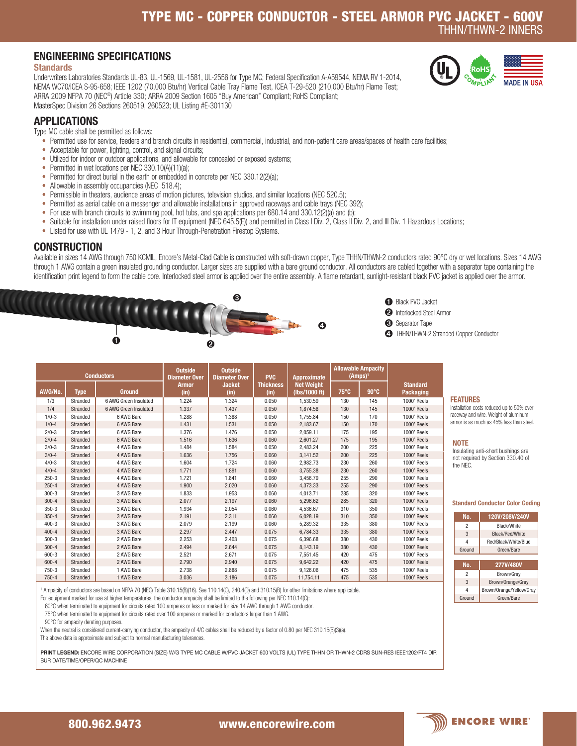# TYPE MC - COPPER CONDUCTOR - STEEL ARMOR PVC JACKET - 600V

THHN/THWN-2 INNERS

## ENGINEERING SPECIFICATIONS

### Standards

Underwriters Laboratories Standards UL-83, UL-1569, UL-1581, UL-2556 for Type MC; Federal Specification A-A59544, NEMA RV 1-2014, NEMA WC70/ICEA S-95-658; IEEE 1202 (70,000 Btu/hr) Vertical Cable Tray Flame Test, ICEA T-29-520 (210,000 Btu/hr) Flame Test; ARRA 2009 NFPA 70 (NEC®) Article 330; ARRA 2009 Section 1605 "Buy American" Compliant; RoHS Compliant; MasterSpec Division 26 Sections 260519, 260523; UL Listing #E-301130

## APPLICATIONS

Type MC cable shall be permitted as follows:

- Permitted use for service, feeders and branch circuits in residential, commercial, industrial, and non-patient care areas/spaces of health care facilities;
- Acceptable for power, lighting, control, and signal circuits;
- Utilized for indoor or outdoor applications, and allowable for concealed or exposed systems;
- Permitted in wet locations per NEC 330.10(A)(11)(a);
- Permitted for direct burial in the earth or embedded in concrete per NEC 330.12(2)(a);
- Allowable in assembly occupancies (NEC 518.4);
- Permissible in theaters, audience areas of motion pictures, television studios, and similar locations (NEC 520.5);
- Permitted as aerial cable on a messenger and allowable installations in approved raceways and cable trays (NEC 392);
- For use with branch circuits to swimming pool, hot tubs, and spa applications per 680.14 and 330.12(2)(a) and (b);
- Suitable for installation under raised floors for IT equipment (NEC 645.5(E)) and permitted in Class I Div. 2, Class II Div. 2, and III Div. 1 Hazardous Locations;
- Listed for use with UL 1479 - 1, 2, and 3 Hour Through-Penetration Firestop Systems.

## CONSTRUCTION

Available in sizes 14 AWG through 750 KCMIL, Encore's Metal-Clad Cable is constructed with soft-drawn copper, Type THHN/THWN-2 conductors rated 90°C dry or wet locations. Sizes 14 AWG through 1 AWG contain a green insulated grounding conductor. Larger sizes are supplied with a bare ground conductor. All conductors are cabled together with a separator tape containing the identification print legend to form the cable core. Interlocked steel armor is applied over the entire assembly. A flame retardant, sunlight-resistant black PVC jacket is applied over the armor.

1. Black PVC Jacket
2. Interlocked Steel Armor
3. Separator Tape
4. THHN/THWN-2 Stranded Copper Conductor

| Conductors | | | Outside Diameter Over Armor (in) | Outside Diameter Over Jacket (in) | PVC Thickness (in) | Approximate Net Weight (lbs/1000 ft) | Allowable Ampacity (Amps)[1] | | Standard Packaging |
|---|---|---|---|---|---|---|---|---|---|
| AWG/No. | Type | Ground | | | | | 75°C | 90°C | |
| 1/3 | Stranded | 6 AWG Green Insulated | 1.224 | 1.324 | 0.050 | 1,530.59 | 130 | 145 | 1000' Reels |
| 1/4 | Stranded | 6 AWG Green Insulated | 1.337 | 1.437 | 0.050 | 1,874.58 | 130 | 145 | 1000' Reels |
| 1/0-3 | Stranded | 6 AWG Bare | 1.288 | 1.388 | 0.050 | 1,755.84 | 150 | 170 | 1000' Reels |
| 1/0-4 | Stranded | 6 AWG Bare | 1.431 | 1.531 | 0.050 | 2,183.67 | 150 | 170 | 1000' Reels |
| 2/0-3 | Stranded | 6 AWG Bare | 1.376 | 1.476 | 0.050 | 2,059.11 | 175 | 195 | 1000' Reels |
| 2/0-4 | Stranded | 6 AWG Bare | 1.516 | 1.636 | 0.060 | 2,601.27 | 175 | 195 | 1000' Reels |
| 3/0-3 | Stranded | 4 AWG Bare | 1.484 | 1.584 | 0.050 | 2,483.24 | 200 | 225 | 1000' Reels |
| 3/0-4 | Stranded | 4 AWG Bare | 1.636 | 1.756 | 0.060 | 3,141.52 | 200 | 225 | 1000' Reels |
| 4/0-3 | Stranded | 4 AWG Bare | 1.604 | 1.724 | 0.060 | 2,982.73 | 230 | 260 | 1000' Reels |
| 4/0-4 | Stranded | 4 AWG Bare | 1.771 | 1.891 | 0.060 | 3,755.38 | 230 | 260 | 1000' Reels |
| 250-3 | Stranded | 4 AWG Bare | 1.721 | 1.841 | 0.060 | 3,456.79 | 255 | 290 | 1000' Reels |
| 250-4 | Stranded | 4 AWG Bare | 1.900 | 2.020 | 0.060 | 4,373.33 | 255 | 290 | 1000' Reels |
| 300-3 | Stranded | 3 AWG Bare | 1.833 | 1.953 | 0.060 | 4,013.71 | 285 | 320 | 1000' Reels |
| 300-4 | Stranded | 3 AWG Bare | 2.077 | 2.197 | 0.060 | 5,296.62 | 285 | 320 | 1000' Reels |
| 350-3 | Stranded | 3 AWG Bare | 1.934 | 2.054 | 0.060 | 4,536.67 | 310 | 350 | 1000' Reels |
| 350-4 | Stranded | 3 AWG Bare | 2.191 | 2.311 | 0.060 | 6,028.19 | 310 | 350 | 1000' Reels |
| 400-3 | Stranded | 3 AWG Bare | 2.079 | 2.199 | 0.060 | 5,289.32 | 335 | 380 | 1000' Reels |
| 400-4 | Stranded | 3 AWG Bare | 2.297 | 2.447 | 0.075 | 6,784.33 | 335 | 380 | 1000' Reels |
| 500-3 | Stranded | 2 AWG Bare | 2.253 | 2.403 | 0.075 | 6,396.68 | 380 | 430 | 1000' Reels |
| 500-4 | Stranded | 2 AWG Bare | 2.494 | 2.644 | 0.075 | 8,143.19 | 380 | 430 | 1000' Reels |
| 600-3 | Stranded | 2 AWG Bare | 2.521 | 2.671 | 0.075 | 7,551.45 | 420 | 475 | 1000' Reels |
| 600-4 | Stranded | 2 AWG Bare | 2.790 | 2.940 | 0.075 | 9,642.22 | 420 | 475 | 1000' Reels |
| 750-3 | Stranded | 1 AWG Bare | 2.738 | 2.888 | 0.075 | 9,126.06 | 475 | 535 | 1000' Reels |
| 750-4 | Stranded | 1 AWG Bare | 3.036 | 3.186 | 0.075 | 11,754.11 | 475 | 535 | 1000' Reels |

[1] Ampacity of conductors are based on NFPA 70 (NEC) Table 310.15(B)(16). See 110.14(C), 240.4(D) and 310.15(B) for other limitations where applicable.
For equipment marked for use at higher temperatures, the conductor ampacity shall be limited to the following per NEC 110.14(C):
60°C when terminated to equipment for circuits rated 100 amperes or less or marked for size 14 AWG through 1 AWG conductor.
75°C when terminated to equipment for circuits rated over 100 amperes or marked for conductors larger than 1 AWG.
90°C for ampacity derating purposes.
When the neutral is considered current-carrying conductor, the ampacity of 4/C cables shall be reduced by a factor of 0.80 per NEC 310.15(B)(3)(a).
The above data is approximate and subject to normal manufacturing tolerances.

**PRINT LEGEND:** ENCORE WIRE CORPORATION (SIZE) W/G TYPE MC CABLE W/PVC JACKET 600 VOLTS (UL) TYPE THHN OR THWN-2 CDRS SUN-RES IEEE1202/FT4 DIR BUR DATE/TIME/OPER/QC MACHINE

### FEATURES

Installation costs reduced up to 50% over raceway and wire. Weight of aluminum armor is as much as 45% less than steel.

### NOTE

Insulating anti-short bushings are not required by Section 330.40 of the NEC.

### Standard Conductor Color Coding

| No. | 120V/208V/240V |
|---|---|
| 2 | Black/White |
| 3 | Black/Red/White |
| 4 | Red/Black/White/Blue |
| Ground | Green/Bare |

| No. | 277V/480V |
|---|---|
| 2 | Brown/Gray |
| 3 | Brown/Orange/Gray |
| 4 | Brown/Orange/Yellow/Gray |
| Ground | Green/Bare |

800.962.9473 www.encorewire.com